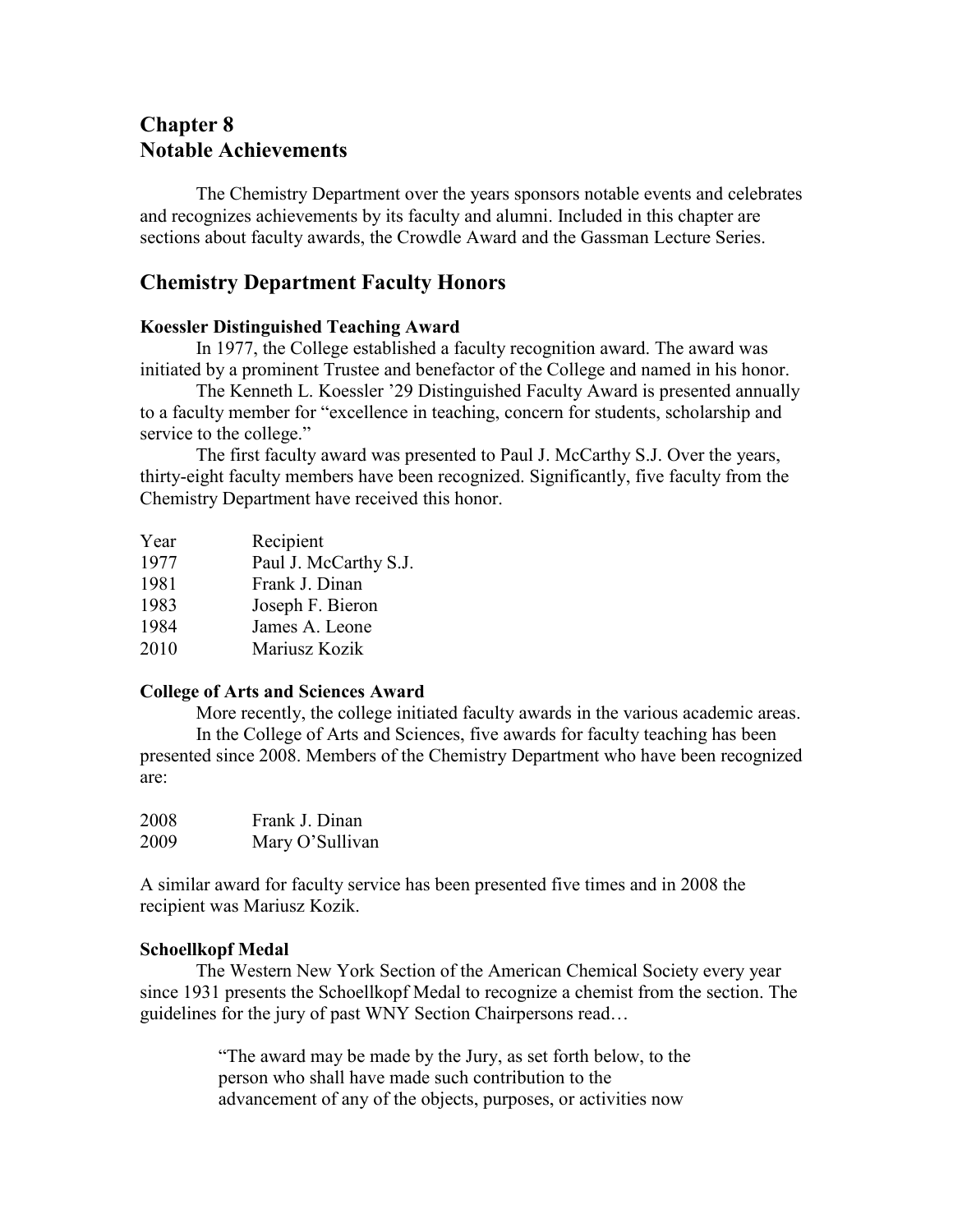# Chapter 8
# Notable Achievements

The Chemistry Department over the years sponsors notable events and celebrates and recognizes achievements by its faculty and alumni. Included in this chapter are sections about faculty awards, the Crowdle Award and the Gassman Lecture Series.

## Chemistry Department Faculty Honors

### Koessler Distinguished Teaching Award

In 1977, the College established a faculty recognition award. The award was initiated by a prominent Trustee and benefactor of the College and named in his honor.

The Kenneth L. Koessler '29 Distinguished Faculty Award is presented annually to a faculty member for "excellence in teaching, concern for students, scholarship and service to the college."

The first faculty award was presented to Paul J. McCarthy S.J. Over the years, thirty-eight faculty members have been recognized. Significantly, five faculty from the Chemistry Department have received this honor.

| Year | Recipient |
|---|---|
| 1977 | Paul J. McCarthy S.J. |
| 1981 | Frank J. Dinan |
| 1983 | Joseph F. Bieron |
| 1984 | James A. Leone |
| 2010 | Mariusz Kozik |

### College of Arts and Sciences Award

More recently, the college initiated faculty awards in the various academic areas.

In the College of Arts and Sciences, five awards for faculty teaching has been presented since 2008. Members of the Chemistry Department who have been recognized are:

| | |
|---|---|
| 2008 | Frank J. Dinan |
| 2009 | Mary O'Sullivan |

A similar award for faculty service has been presented five times and in 2008 the recipient was Mariusz Kozik.

### Schoellkopf Medal

The Western New York Section of the American Chemical Society every year since 1931 presents the Schoellkopf Medal to recognize a chemist from the section. The guidelines for the jury of past WNY Section Chairpersons read…

> "The award may be made by the Jury, as set forth below, to the person who shall have made such contribution to the advancement of any of the objects, purposes, or activities now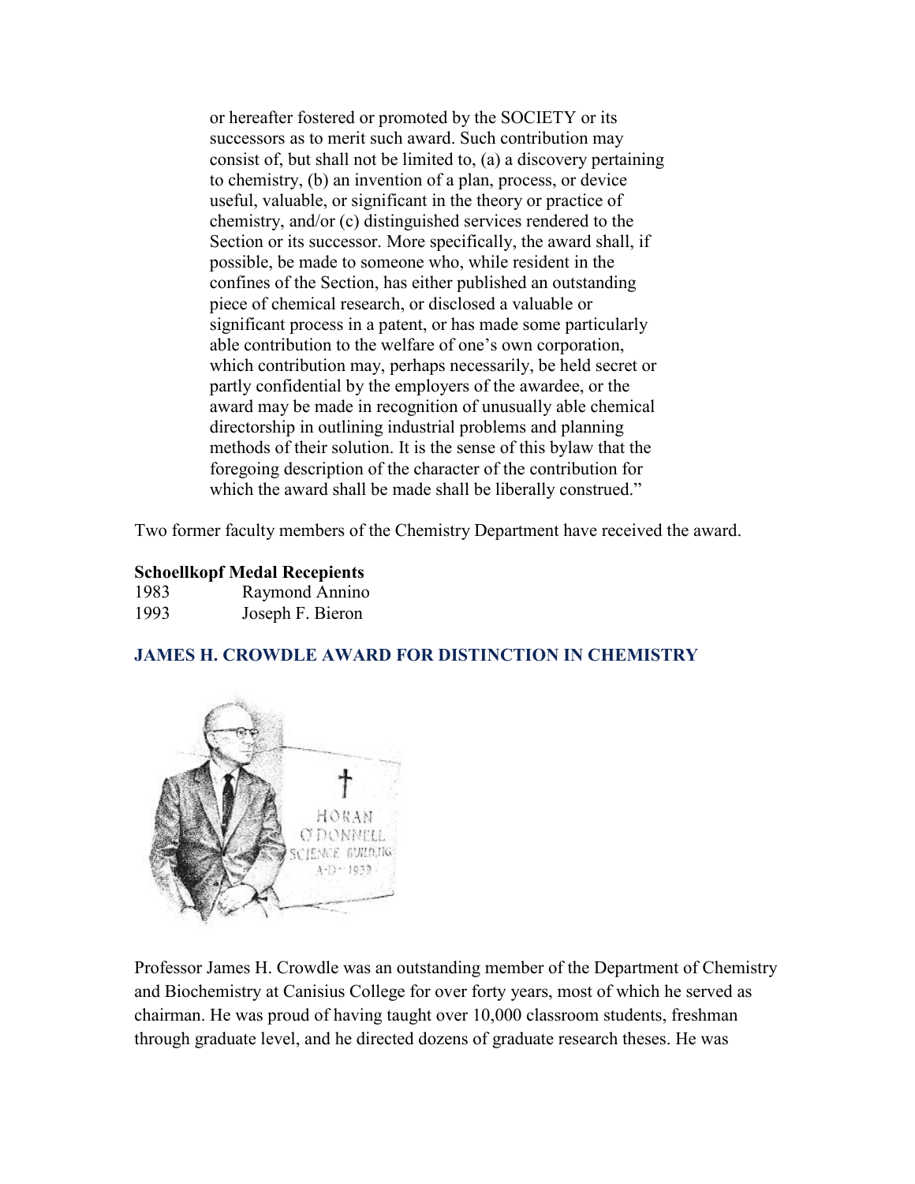or hereafter fostered or promoted by the SOCIETY or its successors as to merit such award. Such contribution may consist of, but shall not be limited to, (a) a discovery pertaining to chemistry, (b) an invention of a plan, process, or device useful, valuable, or significant in the theory or practice of chemistry, and/or (c) distinguished services rendered to the Section or its successor. More specifically, the award shall, if possible, be made to someone who, while resident in the confines of the Section, has either published an outstanding piece of chemical research, or disclosed a valuable or significant process in a patent, or has made some particularly able contribution to the welfare of one's own corporation, which contribution may, perhaps necessarily, be held secret or partly confidential by the employers of the awardee, or the award may be made in recognition of unusually able chemical directorship in outlining industrial problems and planning methods of their solution. It is the sense of this bylaw that the foregoing description of the character of the contribution for which the award shall be made shall be liberally construed."

Two former faculty members of the Chemistry Department have received the award.

**Schoellkopf Medal Recepients**

| | |
|---|---|
| 1983 | Raymond Annino |
| 1993 | Joseph F. Bieron |

## JAMES H. CROWDLE AWARD FOR DISTINCTION IN CHEMISTRY

Professor James H. Crowdle was an outstanding member of the Department of Chemistry and Biochemistry at Canisius College for over forty years, most of which he served as chairman. He was proud of having taught over 10,000 classroom students, freshman through graduate level, and he directed dozens of graduate research theses. He was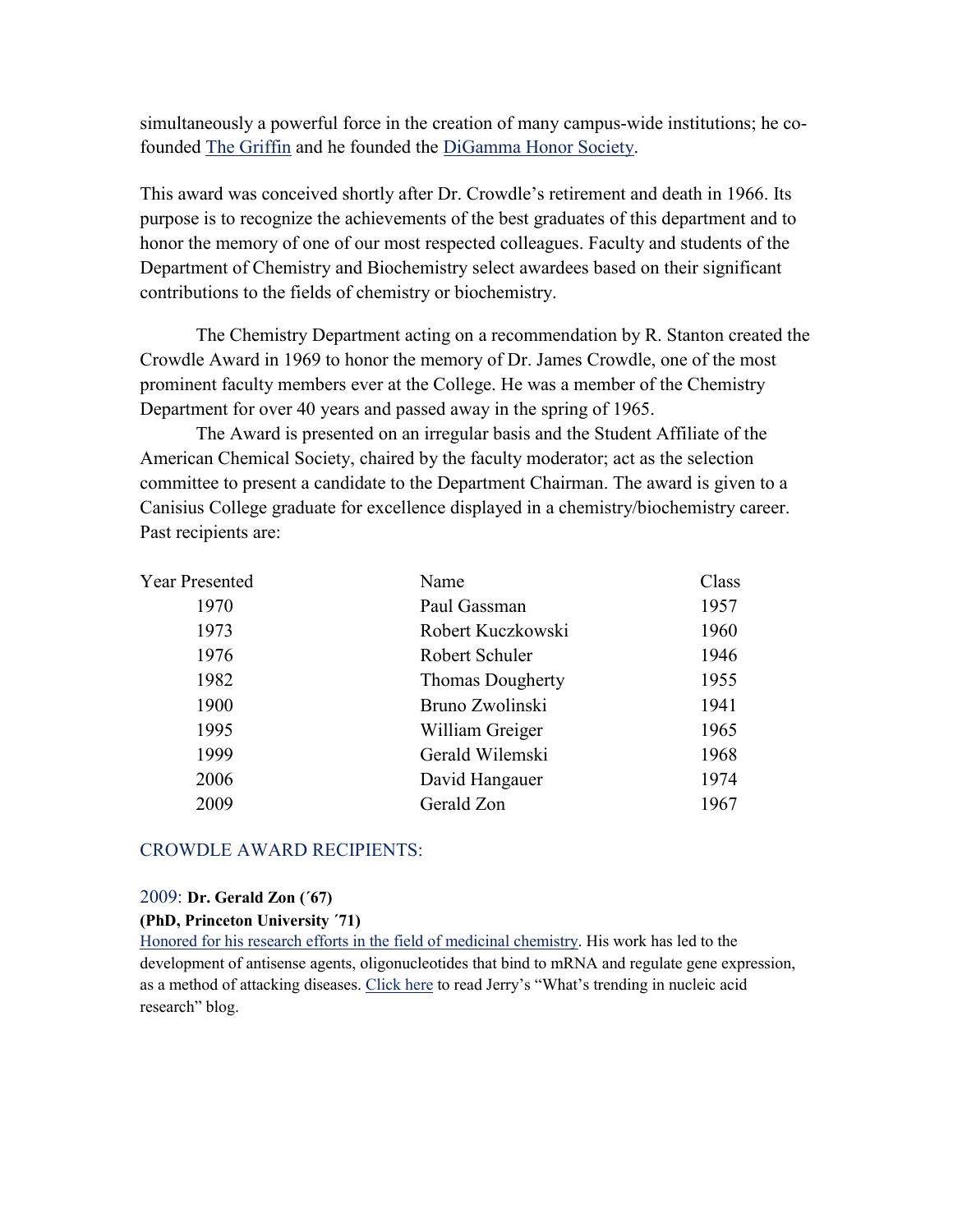simultaneously a powerful force in the creation of many campus-wide institutions; he co-founded The Griffin and he founded the DiGamma Honor Society.

This award was conceived shortly after Dr. Crowdle's retirement and death in 1966. Its purpose is to recognize the achievements of the best graduates of this department and to honor the memory of one of our most respected colleagues. Faculty and students of the Department of Chemistry and Biochemistry select awardees based on their significant contributions to the fields of chemistry or biochemistry.

The Chemistry Department acting on a recommendation by R. Stanton created the Crowdle Award in 1969 to honor the memory of Dr. James Crowdle, one of the most prominent faculty members ever at the College. He was a member of the Chemistry Department for over 40 years and passed away in the spring of 1965.

The Award is presented on an irregular basis and the Student Affiliate of the American Chemical Society, chaired by the faculty moderator; act as the selection committee to present a candidate to the Department Chairman. The award is given to a Canisius College graduate for excellence displayed in a chemistry/biochemistry career. Past recipients are:

| Year Presented | Name | Class |
|---|---|---|
| 1970 | Paul Gassman | 1957 |
| 1973 | Robert Kuczkowski | 1960 |
| 1976 | Robert Schuler | 1946 |
| 1982 | Thomas Dougherty | 1955 |
| 1900 | Bruno Zwolinski | 1941 |
| 1995 | William Greiger | 1965 |
| 1999 | Gerald Wilemski | 1968 |
| 2006 | David Hangauer | 1974 |
| 2009 | Gerald Zon | 1967 |

## CROWDLE AWARD RECIPIENTS:

### 2009: **Dr. Gerald Zon (´67)**

**(PhD, Princeton University ´71)**

Honored for his research efforts in the field of medicinal chemistry. His work has led to the development of antisense agents, oligonucleotides that bind to mRNA and regulate gene expression, as a method of attacking diseases. Click here to read Jerry's "What's trending in nucleic acid research" blog.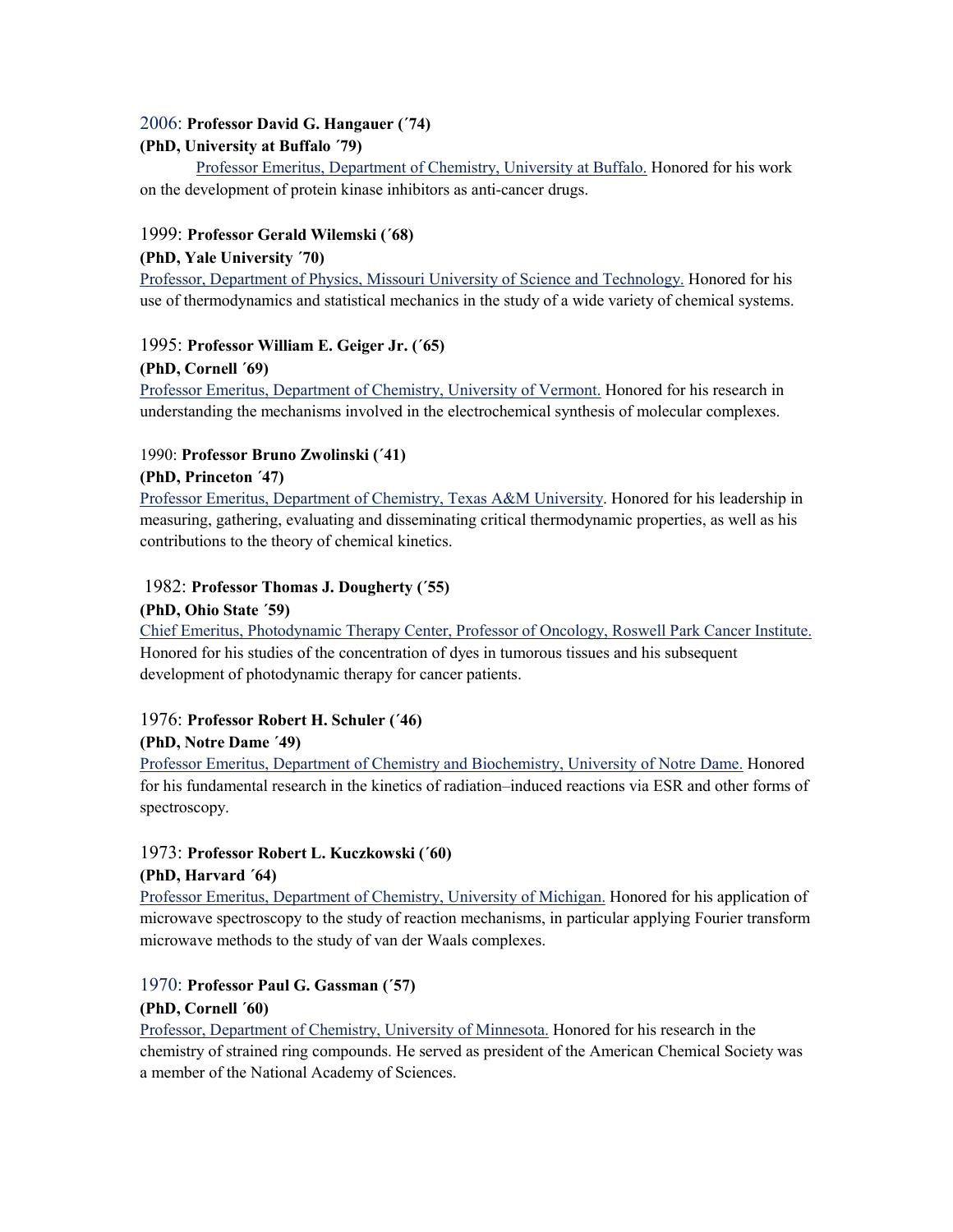2006: **Professor David G. Hangauer (´74)**

**(PhD, University at Buffalo ´79)**

Professor Emeritus, Department of Chemistry, University at Buffalo. Honored for his work on the development of protein kinase inhibitors as anti-cancer drugs.

1999: **Professor Gerald Wilemski (´68)**

**(PhD, Yale University ´70)**

Professor, Department of Physics, Missouri University of Science and Technology. Honored for his use of thermodynamics and statistical mechanics in the study of a wide variety of chemical systems.

1995: **Professor William E. Geiger Jr. (´65)**

**(PhD, Cornell ´69)**

Professor Emeritus, Department of Chemistry, University of Vermont. Honored for his research in understanding the mechanisms involved in the electrochemical synthesis of molecular complexes.

1990: **Professor Bruno Zwolinski (´41)**

**(PhD, Princeton ´47)**

Professor Emeritus, Department of Chemistry, Texas A&M University. Honored for his leadership in measuring, gathering, evaluating and disseminating critical thermodynamic properties, as well as his contributions to the theory of chemical kinetics.

1982: **Professor Thomas J. Dougherty (´55)**

**(PhD, Ohio State ´59)**

Chief Emeritus, Photodynamic Therapy Center, Professor of Oncology, Roswell Park Cancer Institute. Honored for his studies of the concentration of dyes in tumorous tissues and his subsequent development of photodynamic therapy for cancer patients.

1976: **Professor Robert H. Schuler (´46)**

**(PhD, Notre Dame ´49)**

Professor Emeritus, Department of Chemistry and Biochemistry, University of Notre Dame. Honored for his fundamental research in the kinetics of radiation–induced reactions via ESR and other forms of spectroscopy.

1973: **Professor Robert L. Kuczkowski (´60)**

**(PhD, Harvard ´64)**

Professor Emeritus, Department of Chemistry, University of Michigan. Honored for his application of microwave spectroscopy to the study of reaction mechanisms, in particular applying Fourier transform microwave methods to the study of van der Waals complexes.

1970: **Professor Paul G. Gassman (´57)**

**(PhD, Cornell ´60)**

Professor, Department of Chemistry, University of Minnesota. Honored for his research in the chemistry of strained ring compounds. He served as president of the American Chemical Society was a member of the National Academy of Sciences.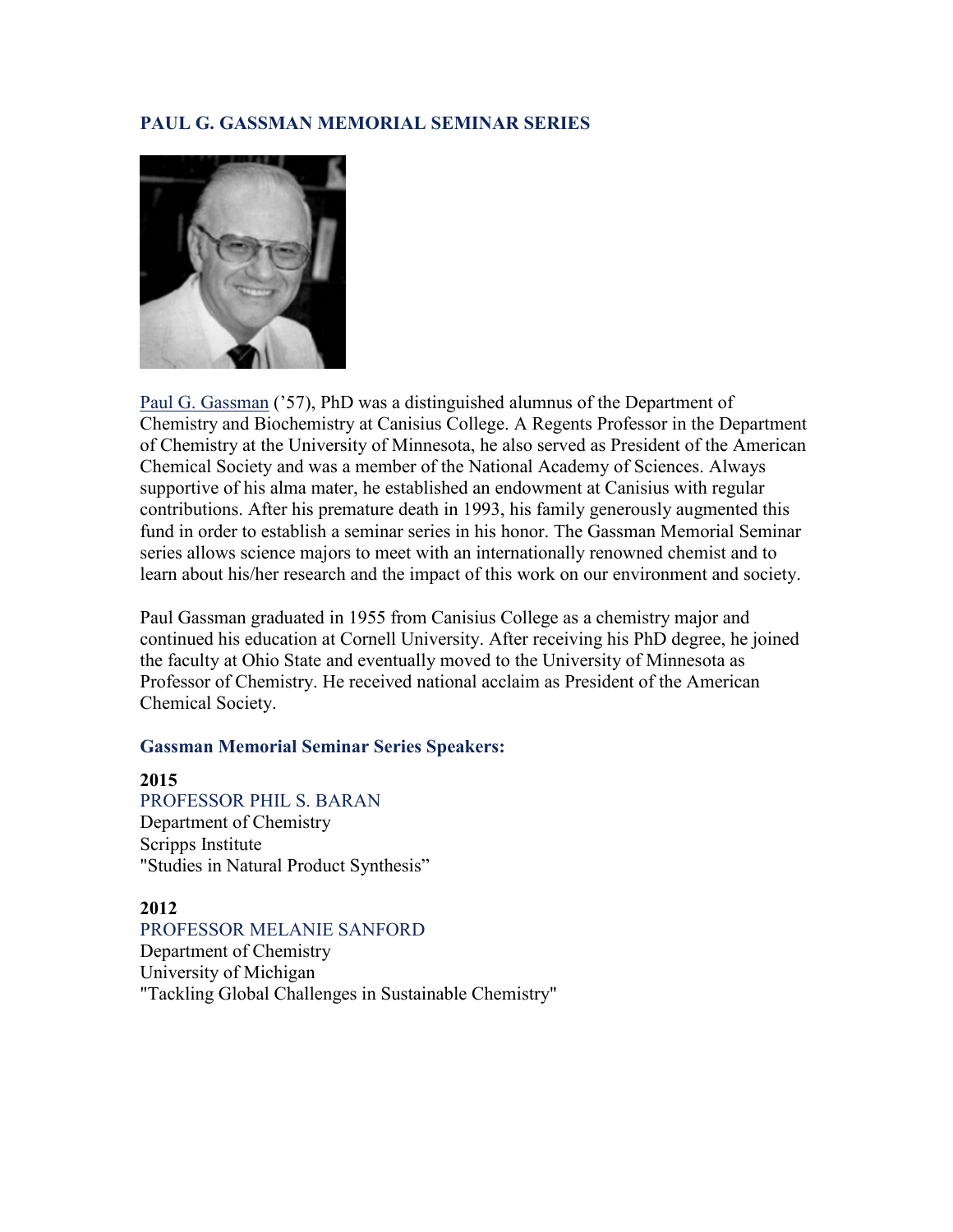## PAUL G. GASSMAN MEMORIAL SEMINAR SERIES

Paul G. Gassman ('57), PhD was a distinguished alumnus of the Department of Chemistry and Biochemistry at Canisius College. A Regents Professor in the Department of Chemistry at the University of Minnesota, he also served as President of the American Chemical Society and was a member of the National Academy of Sciences. Always supportive of his alma mater, he established an endowment at Canisius with regular contributions. After his premature death in 1993, his family generously augmented this fund in order to establish a seminar series in his honor. The Gassman Memorial Seminar series allows science majors to meet with an internationally renowned chemist and to learn about his/her research and the impact of this work on our environment and society.

Paul Gassman graduated in 1955 from Canisius College as a chemistry major and continued his education at Cornell University. After receiving his PhD degree, he joined the faculty at Ohio State and eventually moved to the University of Minnesota as Professor of Chemistry. He received national acclaim as President of the American Chemical Society.

### Gassman Memorial Seminar Series Speakers:

**2015**
PROFESSOR PHIL S. BARAN
Department of Chemistry
Scripps Institute
"Studies in Natural Product Synthesis"

**2012**
PROFESSOR MELANIE SANFORD
Department of Chemistry
University of Michigan
"Tackling Global Challenges in Sustainable Chemistry"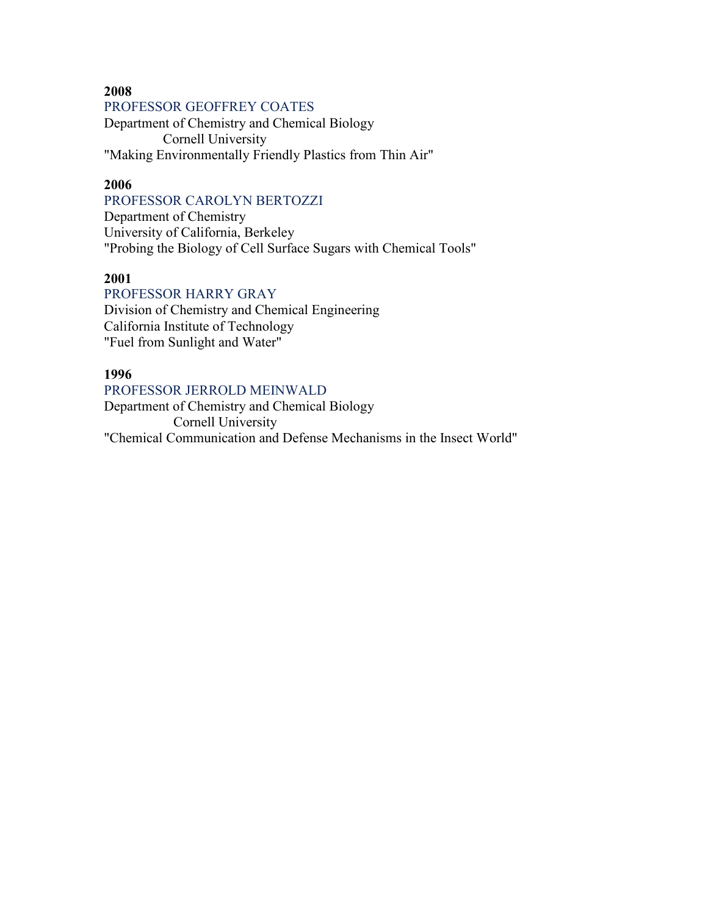**2008**

PROFESSOR GEOFFREY COATES

Department of Chemistry and Chemical Biology
Cornell University
"Making Environmentally Friendly Plastics from Thin Air"

**2006**

PROFESSOR CAROLYN BERTOZZI

Department of Chemistry
University of California, Berkeley
"Probing the Biology of Cell Surface Sugars with Chemical Tools"

**2001**

PROFESSOR HARRY GRAY

Division of Chemistry and Chemical Engineering
California Institute of Technology
"Fuel from Sunlight and Water"

**1996**

PROFESSOR JERROLD MEINWALD

Department of Chemistry and Chemical Biology
Cornell University
"Chemical Communication and Defense Mechanisms in the Insect World"